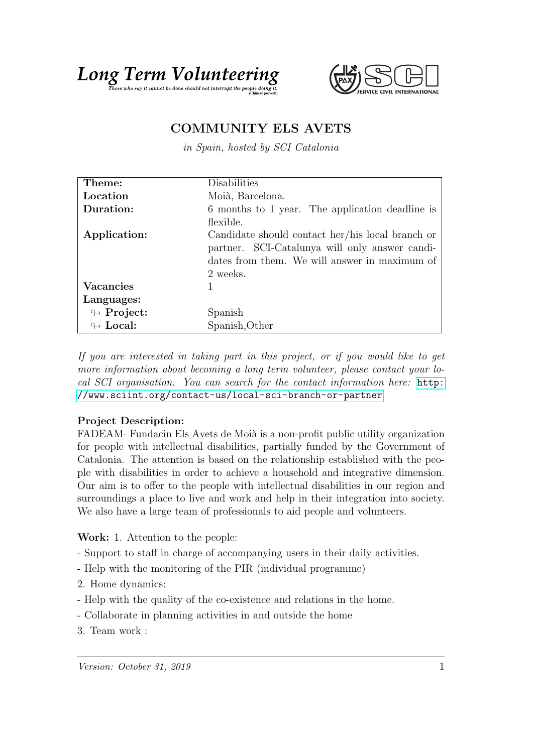*Long Term Volunteering*

*Those who say it cannot be done should not interrupt the people doing it.* (Chinese proverb)

SERVICE CIVIL INTERNATIONAL

# COMMUNITY ELS AVETS

*in Spain, hosted by SCI Catalonia*

| | |
|---|---|
| **Theme:** | Disabilities |
| **Location** | Moià, Barcelona. |
| **Duration:** | 6 months to 1 year. The application deadline is flexible. |
| **Application:** | Candidate should contact her/his local branch or partner. SCI-Catalunya will only answer candidates from them. We will answer in maximum of 2 weeks. |
| **Vacancies** | 1 |
| **Languages:** | |
| ↪ **Project:** | Spanish |
| ↪ **Local:** | Spanish,Other |

*If you are interested in taking part in this project, or if you would like to get more information about becoming a long term volunteer, please contact your local SCI organisation. You can search for the contact information here:* http://www.sciint.org/contact-us/local-sci-branch-or-partner

**Project Description:**
FADEAM- Fundacin Els Avets de Moià is a non-profit public utility organization for people with intellectual disabilities, partially funded by the Government of Catalonia. The attention is based on the relationship established with the people with disabilities in order to achieve a household and integrative dimension. Our aim is to offer to the people with intellectual disabilities in our region and surroundings a place to live and work and help in their integration into society. We also have a large team of professionals to aid people and volunteers.

**Work:** 1. Attention to the people:

- Support to staff in charge of accompanying users in their daily activities.
- Help with the monitoring of the PIR (individual programme)

2. Home dynamics:

- Help with the quality of the co-existence and relations in the home.
- Collaborate in planning activities in and outside the home

3. Team work :

*Version: October 31, 2019*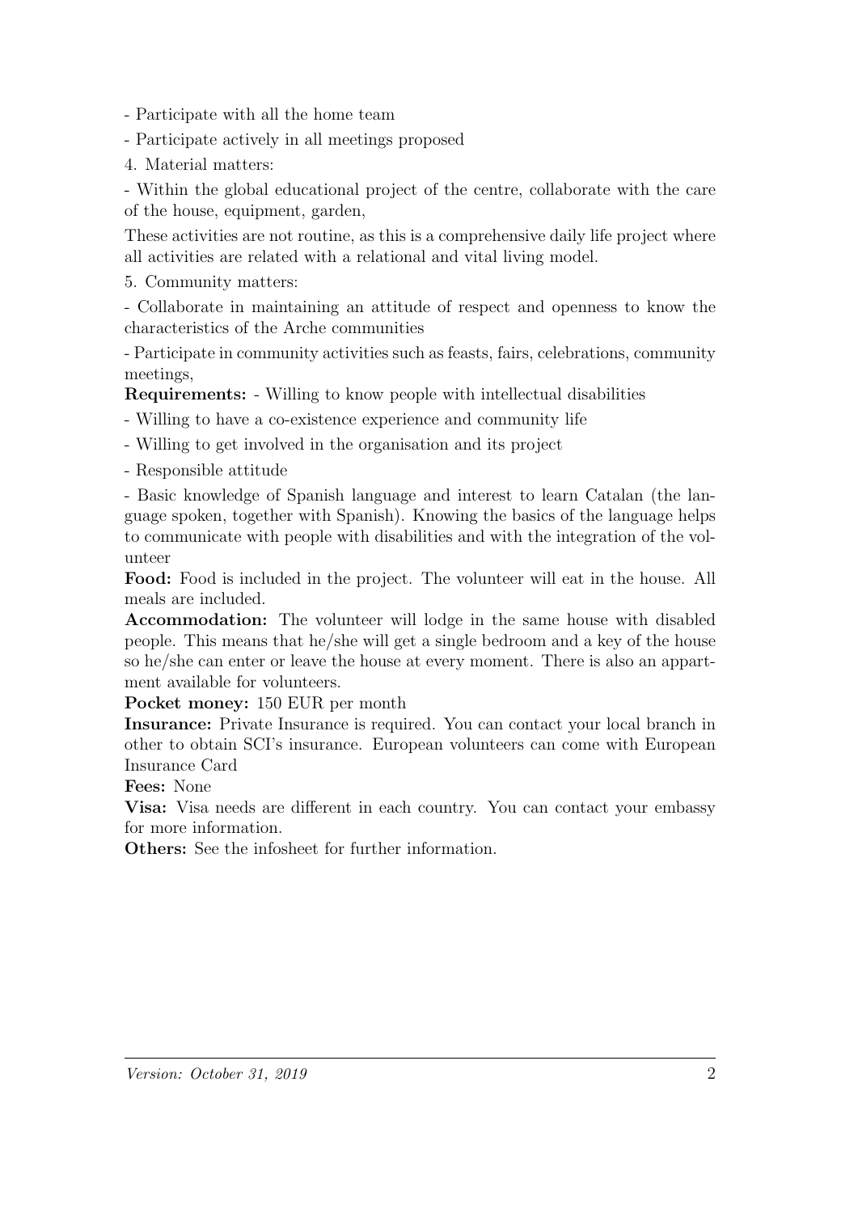- Participate with all the home team

- Participate actively in all meetings proposed

4. Material matters:

- Within the global educational project of the centre, collaborate with the care of the house, equipment, garden,

These activities are not routine, as this is a comprehensive daily life project where all activities are related with a relational and vital living model.

5. Community matters:

- Collaborate in maintaining an attitude of respect and openness to know the characteristics of the Arche communities

- Participate in community activities such as feasts, fairs, celebrations, community meetings,

**Requirements:** - Willing to know people with intellectual disabilities

- Willing to have a co-existence experience and community life

- Willing to get involved in the organisation and its project

- Responsible attitude

- Basic knowledge of Spanish language and interest to learn Catalan (the language spoken, together with Spanish). Knowing the basics of the language helps to communicate with people with disabilities and with the integration of the volunteer

**Food:** Food is included in the project. The volunteer will eat in the house. All meals are included.

**Accommodation:** The volunteer will lodge in the same house with disabled people. This means that he/she will get a single bedroom and a key of the house so he/she can enter or leave the house at every moment. There is also an appartment available for volunteers.

**Pocket money:** 150 EUR per month

**Insurance:** Private Insurance is required. You can contact your local branch in other to obtain SCI's insurance. European volunteers can come with European Insurance Card

**Fees:** None

**Visa:** Visa needs are different in each country. You can contact your embassy for more information.

**Others:** See the infosheet for further information.

*Version: October 31, 2019*